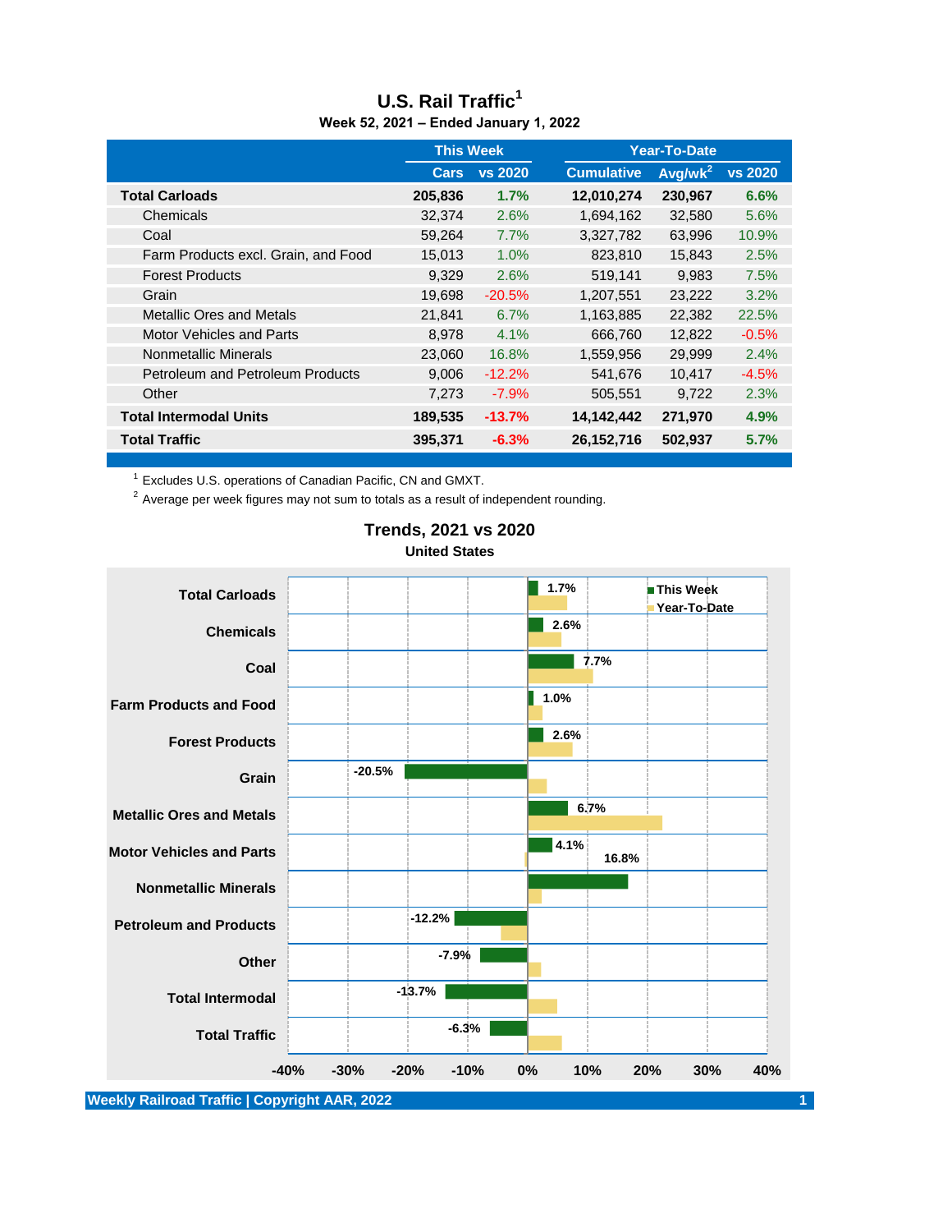# U.S. Rail Traffic[1]

**Week 52, 2021 – Ended January 1, 2022**

| | This Week | | Year-To-Date | | |
|---|---|---|---|---|---|
| | Cars | vs 2020 | Cumulative | Avg/wk[2] | vs 2020 |
| **Total Carloads** | **205,836** | **1.7%** | **12,010,274** | **230,967** | **6.6%** |
| Chemicals | 32,374 | 2.6% | 1,694,162 | 32,580 | 5.6% |
| Coal | 59,264 | 7.7% | 3,327,782 | 63,996 | 10.9% |
| Farm Products excl. Grain, and Food | 15,013 | 1.0% | 823,810 | 15,843 | 2.5% |
| Forest Products | 9,329 | 2.6% | 519,141 | 9,983 | 7.5% |
| Grain | 19,698 | -20.5% | 1,207,551 | 23,222 | 3.2% |
| Metallic Ores and Metals | 21,841 | 6.7% | 1,163,885 | 22,382 | 22.5% |
| Motor Vehicles and Parts | 8,978 | 4.1% | 666,760 | 12,822 | -0.5% |
| Nonmetallic Minerals | 23,060 | 16.8% | 1,559,956 | 29,999 | 2.4% |
| Petroleum and Petroleum Products | 9,006 | -12.2% | 541,676 | 10,417 | -4.5% |
| Other | 7,273 | -7.9% | 505,551 | 9,722 | 2.3% |
| **Total Intermodal Units** | **189,535** | **-13.7%** | **14,142,442** | **271,970** | **4.9%** |
| **Total Traffic** | **395,371** | **-6.3%** | **26,152,716** | **502,937** | **5.7%** |

[1] Excludes U.S. operations of Canadian Pacific, CN and GMXT.

[2] Average per week figures may not sum to totals as a result of independent rounding.

## Trends, 2021 vs 2020

**United States**

| | This Week | Year-To-Date |
|---|---|---|
| Total Carloads | 1.7% | |
| Chemicals | 2.6% | |
| Coal | 7.7% | |
| Farm Products and Food | 1.0% | |
| Forest Products | 2.6% | |
| Grain | -20.5% | |
| Metallic Ores and Metals | 6.7% | |
| Motor Vehicles and Parts | 4.1% | |
| Nonmetallic Minerals | 16.8% | |
| Petroleum and Products | -12.2% | |
| Other | -7.9% | |
| Total Intermodal | -13.7% | |
| Total Traffic | -6.3% | |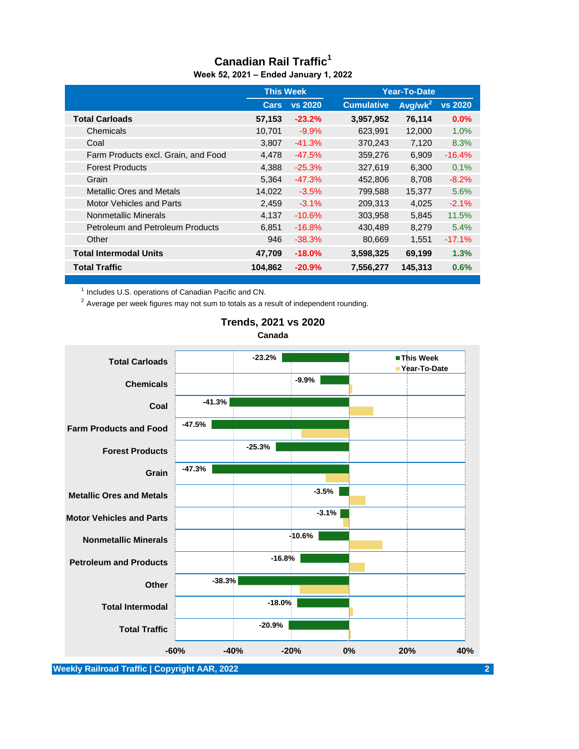# Canadian Rail Traffic[1]

**Week 52, 2021 – Ended January 1, 2022**

| | This Week | | Year-To-Date | | |
|---|---|---|---|---|---|
| | Cars | vs 2020 | Cumulative | Avg/wk[2] | vs 2020 |
| **Total Carloads** | **57,153** | **-23.2%** | **3,957,952** | **76,114** | **0.0%** |
| Chemicals | 10,701 | -9.9% | 623,991 | 12,000 | 1.0% |
| Coal | 3,807 | -41.3% | 370,243 | 7,120 | 8.3% |
| Farm Products excl. Grain, and Food | 4,478 | -47.5% | 359,276 | 6,909 | -16.4% |
| Forest Products | 4,388 | -25.3% | 327,619 | 6,300 | 0.1% |
| Grain | 5,364 | -47.3% | 452,806 | 8,708 | -8.2% |
| Metallic Ores and Metals | 14,022 | -3.5% | 799,588 | 15,377 | 5.6% |
| Motor Vehicles and Parts | 2,459 | -3.1% | 209,313 | 4,025 | -2.1% |
| Nonmetallic Minerals | 4,137 | -10.6% | 303,958 | 5,845 | 11.5% |
| Petroleum and Petroleum Products | 6,851 | -16.8% | 430,489 | 8,279 | 5.4% |
| Other | 946 | -38.3% | 80,669 | 1,551 | -17.1% |
| **Total Intermodal Units** | **47,709** | **-18.0%** | **3,598,325** | **69,199** | **1.3%** |
| **Total Traffic** | **104,862** | **-20.9%** | **7,556,277** | **145,313** | **0.6%** |

[1] Includes U.S. operations of Canadian Pacific and CN.

[2] Average per week figures may not sum to totals as a result of independent rounding.

## Trends, 2021 vs 2020

**Canada**

| | This Week | Year-To-Date |
|---|---|---|
| Total Carloads | -23.2% | |
| Chemicals | -9.9% | |
| Coal | -41.3% | |
| Farm Products and Food | -47.5% | |
| Forest Products | -25.3% | |
| Grain | -47.3% | |
| Metallic Ores and Metals | -3.5% | |
| Motor Vehicles and Parts | -3.1% | |
| Nonmetallic Minerals | -10.6% | |
| Petroleum and Products | -16.8% | |
| Other | -38.3% | |
| Total Intermodal | -18.0% | |
| Total Traffic | -20.9% | |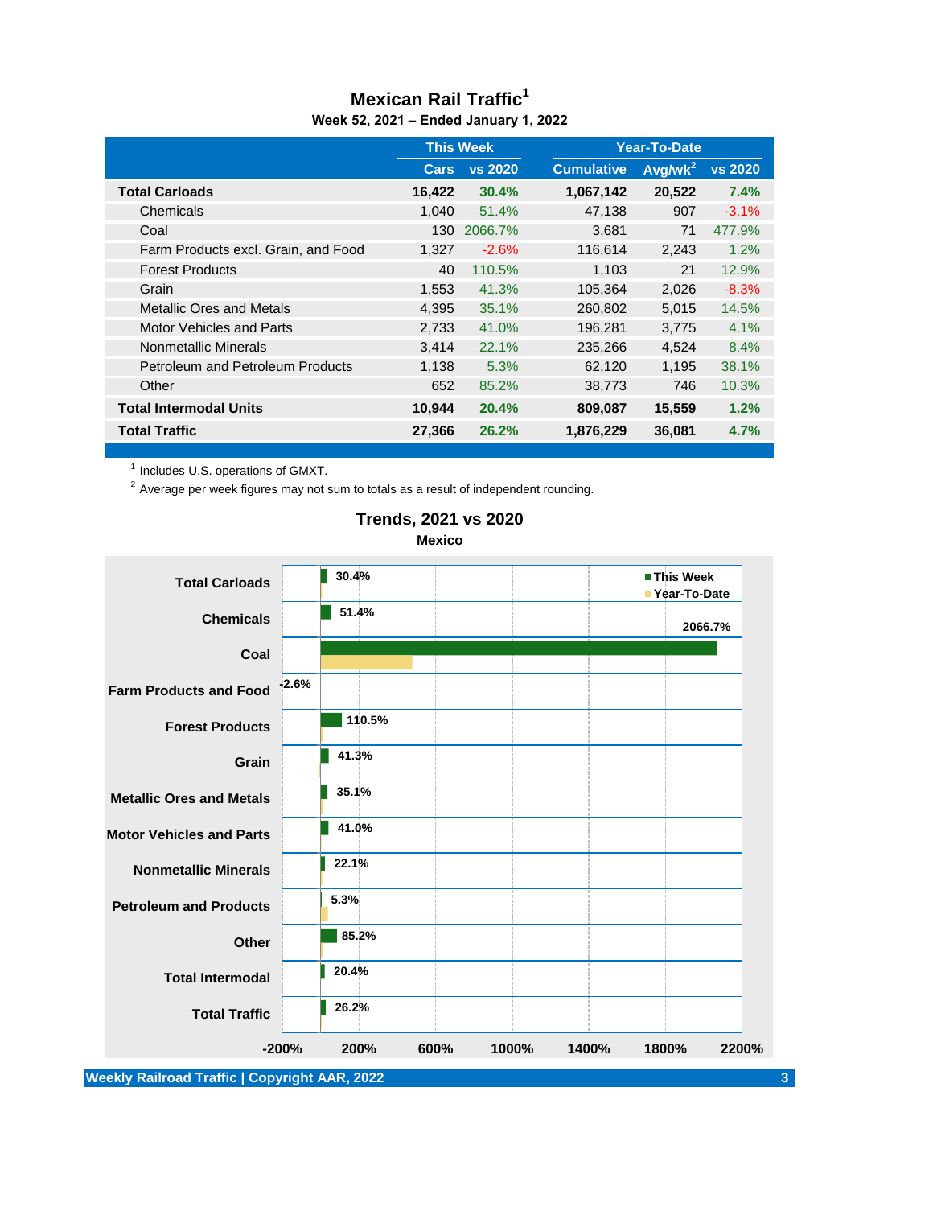# Mexican Rail Traffic[1]

**Week 52, 2021 – Ended January 1, 2022**

| | This Week | | Year-To-Date | | |
|---|---|---|---|---|---|
| | Cars | vs 2020 | Cumulative | Avg/wk[2] | vs 2020 |
| **Total Carloads** | **16,422** | **30.4%** | **1,067,142** | **20,522** | **7.4%** |
| Chemicals | 1,040 | 51.4% | 47,138 | 907 | -3.1% |
| Coal | 130 | 2066.7% | 3,681 | 71 | 477.9% |
| Farm Products excl. Grain, and Food | 1,327 | -2.6% | 116,614 | 2,243 | 1.2% |
| Forest Products | 40 | 110.5% | 1,103 | 21 | 12.9% |
| Grain | 1,553 | 41.3% | 105,364 | 2,026 | -8.3% |
| Metallic Ores and Metals | 4,395 | 35.1% | 260,802 | 5,015 | 14.5% |
| Motor Vehicles and Parts | 2,733 | 41.0% | 196,281 | 3,775 | 4.1% |
| Nonmetallic Minerals | 3,414 | 22.1% | 235,266 | 4,524 | 8.4% |
| Petroleum and Petroleum Products | 1,138 | 5.3% | 62,120 | 1,195 | 38.1% |
| Other | 652 | 85.2% | 38,773 | 746 | 10.3% |
| **Total Intermodal Units** | **10,944** | **20.4%** | **809,087** | **15,559** | **1.2%** |
| **Total Traffic** | **27,366** | **26.2%** | **1,876,229** | **36,081** | **4.7%** |

[1] Includes U.S. operations of GMXT.

[2] Average per week figures may not sum to totals as a result of independent rounding.

## Trends, 2021 vs 2020

**Mexico**

| Category | This Week |
|---|---|
| Total Carloads | 30.4% |
| Chemicals | 51.4% |
| Coal | 2066.7% |
| Farm Products and Food | -2.6% |
| Forest Products | 110.5% |
| Grain | 41.3% |
| Metallic Ores and Metals | 35.1% |
| Motor Vehicles and Parts | 41.0% |
| Nonmetallic Minerals | 22.1% |
| Petroleum and Products | 5.3% |
| Other | 85.2% |
| Total Intermodal | 20.4% |
| Total Traffic | 26.2% |

Legend: This Week, Year-To-Date

Axis: -200%, 200%, 600%, 1000%, 1400%, 1800%, 2200%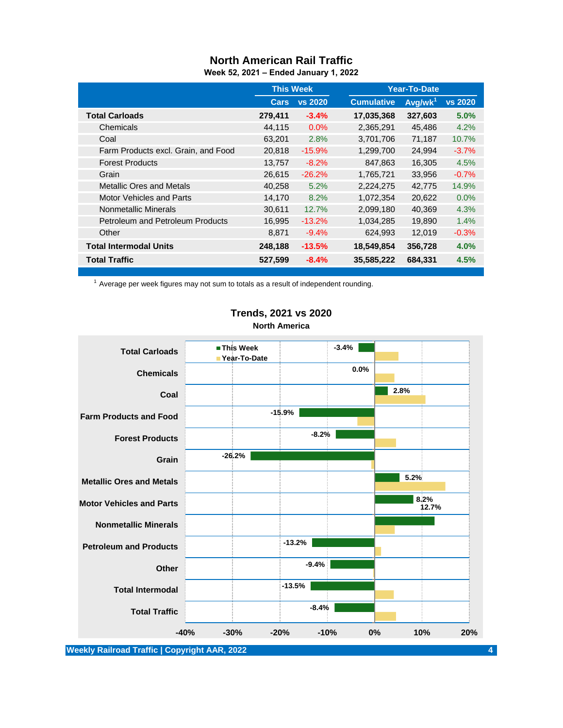# North American Rail Traffic

**Week 52, 2021 – Ended January 1, 2022**

| | This Week | | Year-To-Date | | |
|---|---|---|---|---|---|
| | Cars | vs 2020 | Cumulative | Avg/wk[1] | vs 2020 |
| **Total Carloads** | **279,411** | **-3.4%** | **17,035,368** | **327,603** | **5.0%** |
| Chemicals | 44,115 | 0.0% | 2,365,291 | 45,486 | 4.2% |
| Coal | 63,201 | 2.8% | 3,701,706 | 71,187 | 10.7% |
| Farm Products excl. Grain, and Food | 20,818 | -15.9% | 1,299,700 | 24,994 | -3.7% |
| Forest Products | 13,757 | -8.2% | 847,863 | 16,305 | 4.5% |
| Grain | 26,615 | -26.2% | 1,765,721 | 33,956 | -0.7% |
| Metallic Ores and Metals | 40,258 | 5.2% | 2,224,275 | 42,775 | 14.9% |
| Motor Vehicles and Parts | 14,170 | 8.2% | 1,072,354 | 20,622 | 0.0% |
| Nonmetallic Minerals | 30,611 | 12.7% | 2,099,180 | 40,369 | 4.3% |
| Petroleum and Petroleum Products | 16,995 | -13.2% | 1,034,285 | 19,890 | 1.4% |
| Other | 8,871 | -9.4% | 624,993 | 12,019 | -0.3% |
| **Total Intermodal Units** | **248,188** | **-13.5%** | **18,549,854** | **356,728** | **4.0%** |
| **Total Traffic** | **527,599** | **-8.4%** | **35,585,222** | **684,331** | **4.5%** |

[1] Average per week figures may not sum to totals as a result of independent rounding.

## Trends, 2021 vs 2020

**North America**

| Category | This Week |
|---|---|
| Total Carloads | -3.4% |
| Chemicals | 0.0% |
| Coal | 2.8% |
| Farm Products and Food | -15.9% |
| Forest Products | -8.2% |
| Grain | -26.2% |
| Metallic Ores and Metals | 5.2% |
| Motor Vehicles and Parts | 8.2% |
| Nonmetallic Minerals | 12.7% |
| Petroleum and Products | -13.2% |
| Other | -9.4% |
| Total Intermodal | -13.5% |
| Total Traffic | -8.4% |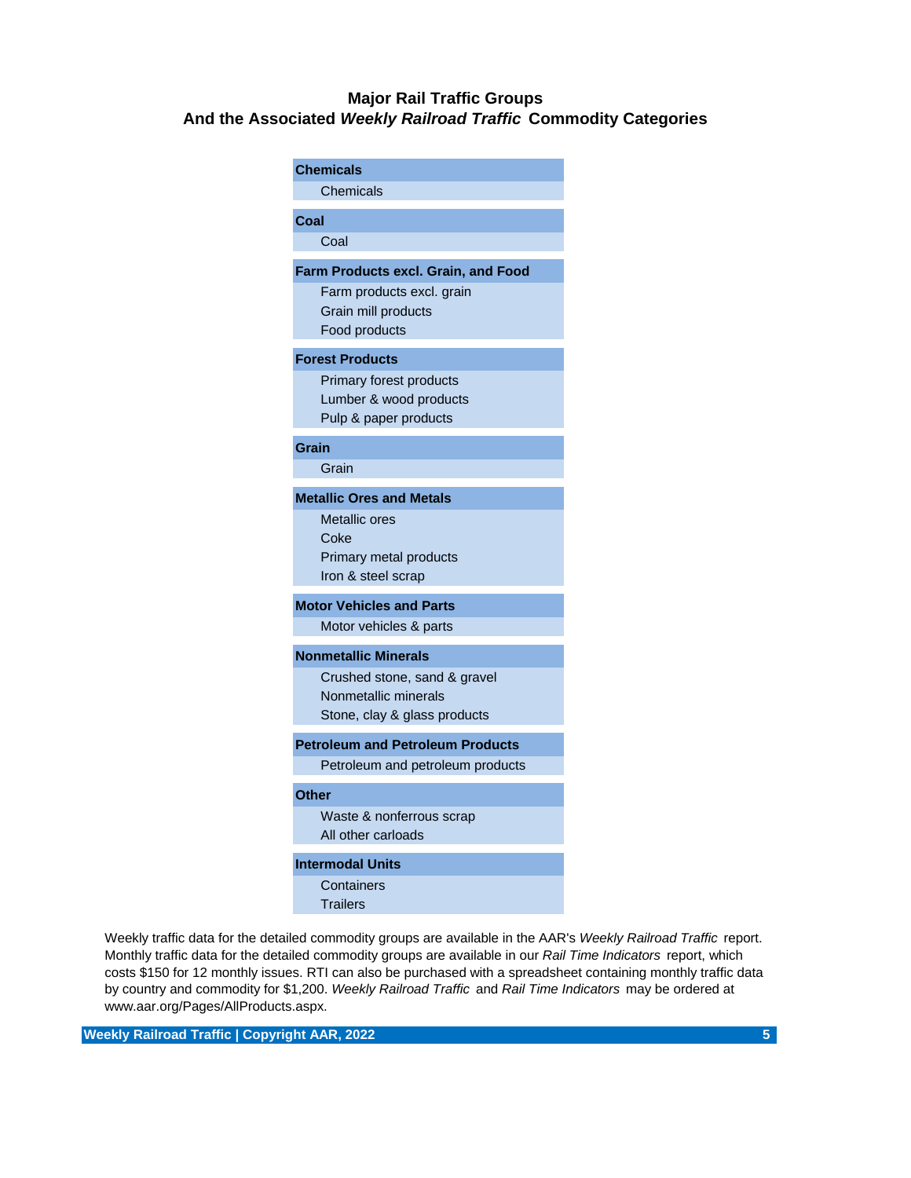# Major Rail Traffic Groups
## And the Associated *Weekly Railroad Traffic* Commodity Categories

**Chemicals**
- Chemicals

**Coal**
- Coal

**Farm Products excl. Grain, and Food**
- Farm products excl. grain
- Grain mill products
- Food products

**Forest Products**
- Primary forest products
- Lumber & wood products
- Pulp & paper products

**Grain**
- Grain

**Metallic Ores and Metals**
- Metallic ores
- Coke
- Primary metal products
- Iron & steel scrap

**Motor Vehicles and Parts**
- Motor vehicles & parts

**Nonmetallic Minerals**
- Crushed stone, sand & gravel
- Nonmetallic minerals
- Stone, clay & glass products

**Petroleum and Petroleum Products**
- Petroleum and petroleum products

**Other**
- Waste & nonferrous scrap
- All other carloads

**Intermodal Units**
- Containers
- Trailers

Weekly traffic data for the detailed commodity groups are available in the AAR's *Weekly Railroad Traffic* report. Monthly traffic data for the detailed commodity groups are available in our *Rail Time Indicators* report, which costs $150 for 12 monthly issues. RTI can also be purchased with a spreadsheet containing monthly traffic data by country and commodity for $1,200. *Weekly Railroad Traffic* and *Rail Time Indicators* may be ordered at www.aar.org/Pages/AllProducts.aspx.